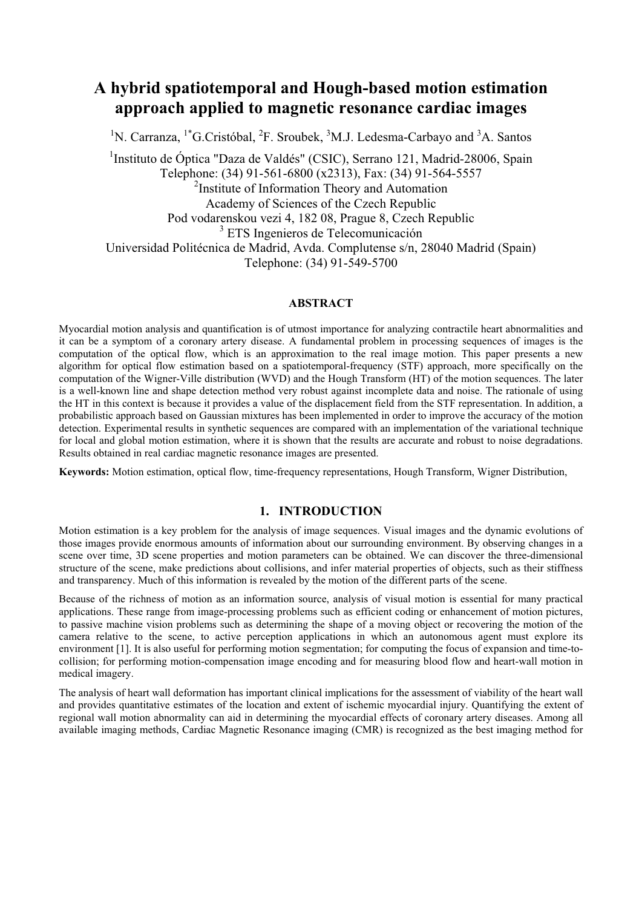# A hybrid spatiotemporal and Hough-based motion estimation approach applied to magnetic resonance cardiac images

[1]N. Carranza, [1*]G.Cristóbal, [2]F. Sroubek, [3]M.J. Ledesma-Carbayo and [3]A. Santos

[1]Instituto de Óptica "Daza de Valdés" (CSIC), Serrano 121, Madrid-28006, Spain
Telephone: (34) 91-561-6800 (x2313), Fax: (34) 91-564-5557
[2]Institute of Information Theory and Automation
Academy of Sciences of the Czech Republic
Pod vodarenskou vezi 4, 182 08, Prague 8, Czech Republic
[3] ETS Ingenieros de Telecomunicación
Universidad Politécnica de Madrid, Avda. Complutense s/n, 28040 Madrid (Spain)
Telephone: (34) 91-549-5700

## ABSTRACT

Myocardial motion analysis and quantification is of utmost importance for analyzing contractile heart abnormalities and it can be a symptom of a coronary artery disease. A fundamental problem in processing sequences of images is the computation of the optical flow, which is an approximation to the real image motion. This paper presents a new algorithm for optical flow estimation based on a spatiotemporal-frequency (STF) approach, more specifically on the computation of the Wigner-Ville distribution (WVD) and the Hough Transform (HT) of the motion sequences. The later is a well-known line and shape detection method very robust against incomplete data and noise. The rationale of using the HT in this context is because it provides a value of the displacement field from the STF representation. In addition, a probabilistic approach based on Gaussian mixtures has been implemented in order to improve the accuracy of the motion detection. Experimental results in synthetic sequences are compared with an implementation of the variational technique for local and global motion estimation, where it is shown that the results are accurate and robust to noise degradations. Results obtained in real cardiac magnetic resonance images are presented.

**Keywords:** Motion estimation, optical flow, time-frequency representations, Hough Transform, Wigner Distribution,

## 1. INTRODUCTION

Motion estimation is a key problem for the analysis of image sequences. Visual images and the dynamic evolutions of those images provide enormous amounts of information about our surrounding environment. By observing changes in a scene over time, 3D scene properties and motion parameters can be obtained. We can discover the three-dimensional structure of the scene, make predictions about collisions, and infer material properties of objects, such as their stiffness and transparency. Much of this information is revealed by the motion of the different parts of the scene.

Because of the richness of motion as an information source, analysis of visual motion is essential for many practical applications. These range from image-processing problems such as efficient coding or enhancement of motion pictures, to passive machine vision problems such as determining the shape of a moving object or recovering the motion of the camera relative to the scene, to active perception applications in which an autonomous agent must explore its environment [1]. It is also useful for performing motion segmentation; for computing the focus of expansion and time-to-collision; for performing motion-compensation image encoding and for measuring blood flow and heart-wall motion in medical imagery.

The analysis of heart wall deformation has important clinical implications for the assessment of viability of the heart wall and provides quantitative estimates of the location and extent of ischemic myocardial injury. Quantifying the extent of regional wall motion abnormality can aid in determining the myocardial effects of coronary artery diseases. Among all available imaging methods, Cardiac Magnetic Resonance imaging (CMR) is recognized as the best imaging method for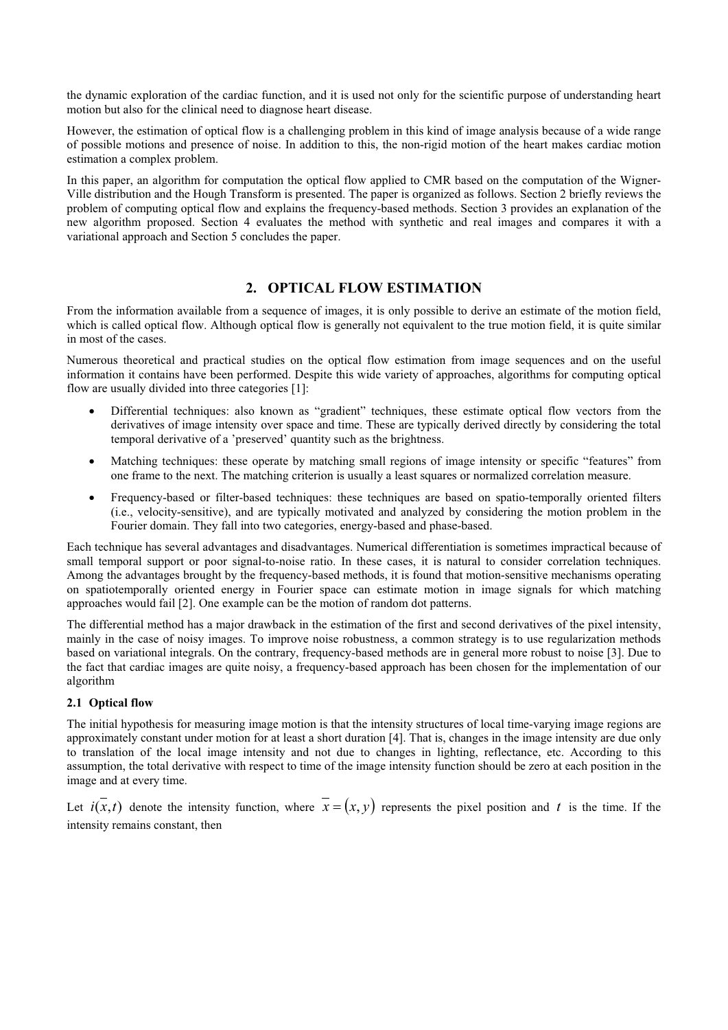the dynamic exploration of the cardiac function, and it is used not only for the scientific purpose of understanding heart motion but also for the clinical need to diagnose heart disease.

However, the estimation of optical flow is a challenging problem in this kind of image analysis because of a wide range of possible motions and presence of noise. In addition to this, the non-rigid motion of the heart makes cardiac motion estimation a complex problem.

In this paper, an algorithm for computation the optical flow applied to CMR based on the computation of the Wigner-Ville distribution and the Hough Transform is presented. The paper is organized as follows. Section 2 briefly reviews the problem of computing optical flow and explains the frequency-based methods. Section 3 provides an explanation of the new algorithm proposed. Section 4 evaluates the method with synthetic and real images and compares it with a variational approach and Section 5 concludes the paper.

## 2. OPTICAL FLOW ESTIMATION

From the information available from a sequence of images, it is only possible to derive an estimate of the motion field, which is called optical flow. Although optical flow is generally not equivalent to the true motion field, it is quite similar in most of the cases.

Numerous theoretical and practical studies on the optical flow estimation from image sequences and on the useful information it contains have been performed. Despite this wide variety of approaches, algorithms for computing optical flow are usually divided into three categories [1]:

- Differential techniques: also known as "gradient" techniques, these estimate optical flow vectors from the derivatives of image intensity over space and time. These are typically derived directly by considering the total temporal derivative of a 'preserved' quantity such as the brightness.
- Matching techniques: these operate by matching small regions of image intensity or specific "features" from one frame to the next. The matching criterion is usually a least squares or normalized correlation measure.
- Frequency-based or filter-based techniques: these techniques are based on spatio-temporally oriented filters (i.e., velocity-sensitive), and are typically motivated and analyzed by considering the motion problem in the Fourier domain. They fall into two categories, energy-based and phase-based.

Each technique has several advantages and disadvantages. Numerical differentiation is sometimes impractical because of small temporal support or poor signal-to-noise ratio. In these cases, it is natural to consider correlation techniques. Among the advantages brought by the frequency-based methods, it is found that motion-sensitive mechanisms operating on spatiotemporally oriented energy in Fourier space can estimate motion in image signals for which matching approaches would fail [2]. One example can be the motion of random dot patterns.

The differential method has a major drawback in the estimation of the first and second derivatives of the pixel intensity, mainly in the case of noisy images. To improve noise robustness, a common strategy is to use regularization methods based on variational integrals. On the contrary, frequency-based methods are in general more robust to noise [3]. Due to the fact that cardiac images are quite noisy, a frequency-based approach has been chosen for the implementation of our algorithm

### 2.1 Optical flow

The initial hypothesis for measuring image motion is that the intensity structures of local time-varying image regions are approximately constant under motion for at least a short duration [4]. That is, changes in the image intensity are due only to translation of the local image intensity and not due to changes in lighting, reflectance, etc. According to this assumption, the total derivative with respect to time of the image intensity function should be zero at each position in the image and at every time.

Let $i(\bar{x},t)$ denote the intensity function, where $\bar{x}=(x,y)$ represents the pixel position and $t$ is the time. If the intensity remains constant, then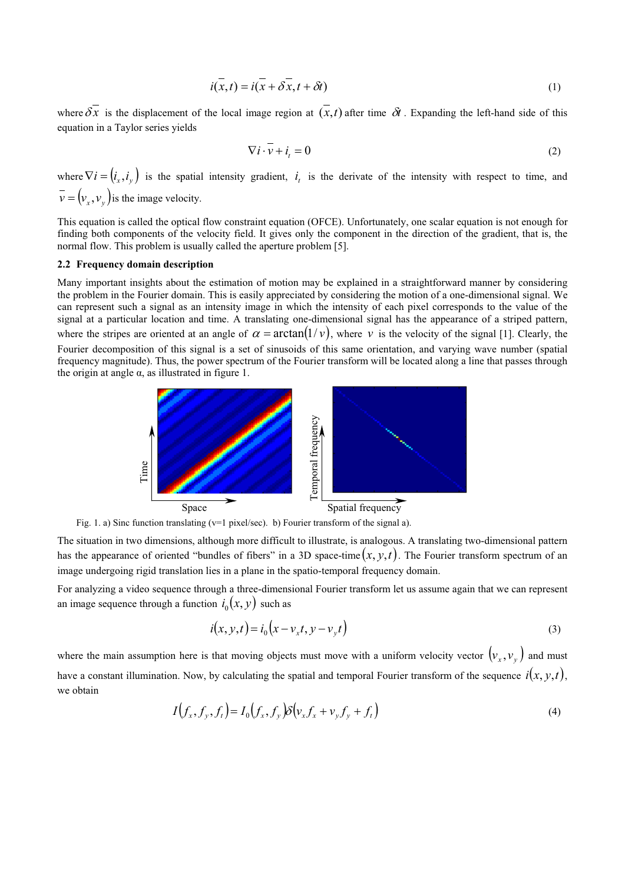$$i(\overline{x},t) = i(\overline{x} + \delta\overline{x}, t + \delta t) \tag{1}$$

where $\delta\overline{x}$ is the displacement of the local image region at $(\overline{x},t)$ after time $\delta t$. Expanding the left-hand side of this equation in a Taylor series yields

$$\nabla i \cdot \overline{v} + i_t = 0 \tag{2}$$

where $\nabla i = (i_x, i_y)$ is the spatial intensity gradient, $i_t$ is the derivate of the intensity with respect to time, and $\overline{v} = (v_x, v_y)$ is the image velocity.

This equation is called the optical flow constraint equation (OFCE). Unfortunately, one scalar equation is not enough for finding both components of the velocity field. It gives only the component in the direction of the gradient, that is, the normal flow. This problem is usually called the aperture problem [5].

### 2.2 Frequency domain description

Many important insights about the estimation of motion may be explained in a straightforward manner by considering the problem in the Fourier domain. This is easily appreciated by considering the motion of a one-dimensional signal. We can represent such a signal as an intensity image in which the intensity of each pixel corresponds to the value of the signal at a particular location and time. A translating one-dimensional signal has the appearance of a striped pattern, where the stripes are oriented at an angle of $\alpha = \arctan(1/v)$, where $v$ is the velocity of the signal [1]. Clearly, the Fourier decomposition of this signal is a set of sinusoids of this same orientation, and varying wave number (spatial frequency magnitude). Thus, the power spectrum of the Fourier transform will be located along a line that passes through the origin at angle α, as illustrated in figure 1.

Fig. 1. a) Sinc function translating (v=1 pixel/sec). b) Fourier transform of the signal a).

The situation in two dimensions, although more difficult to illustrate, is analogous. A translating two-dimensional pattern has the appearance of oriented "bundles of fibers" in a 3D space-time $(x, y, t)$. The Fourier transform spectrum of an image undergoing rigid translation lies in a plane in the spatio-temporal frequency domain.

For analyzing a video sequence through a three-dimensional Fourier transform let us assume again that we can represent an image sequence through a function $i_0(x, y)$ such as

$$i(x, y, t) = i_0(x - v_x t, y - v_y t) \tag{3}$$

where the main assumption here is that moving objects must move with a uniform velocity vector $(v_x, v_y)$ and must have a constant illumination. Now, by calculating the spatial and temporal Fourier transform of the sequence $i(x, y, t)$, we obtain

$$I(f_x, f_y, f_t) = I_0(f_x, f_y)\delta(v_x f_x + v_y f_y + f_t) \tag{4}$$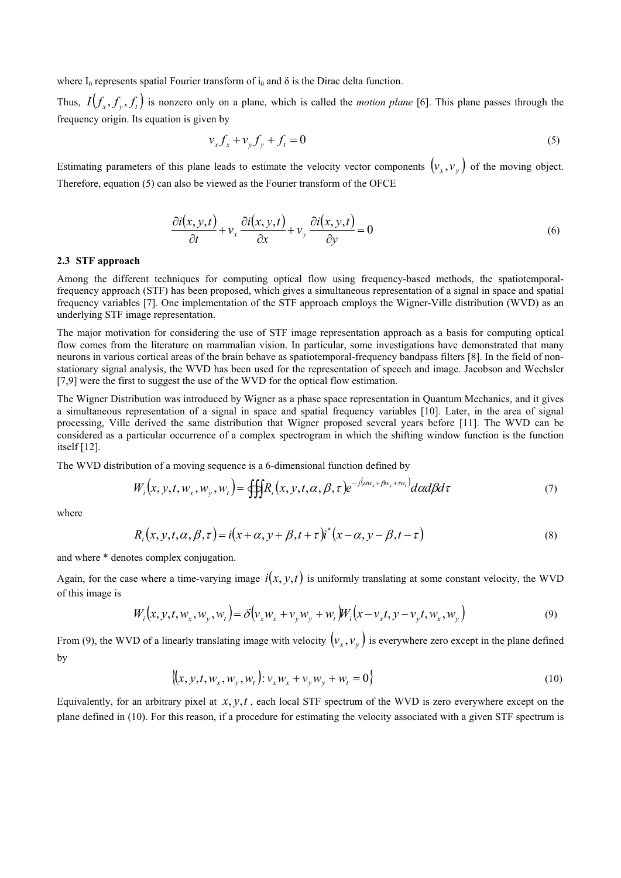where $I_0$ represents spatial Fourier transform of $i_0$ and $\delta$ is the Dirac delta function.

Thus, $I(f_x, f_y, f_t)$ is nonzero only on a plane, which is called the *motion plane* [6]. This plane passes through the frequency origin. Its equation is given by

$$v_x f_x + v_y f_y + f_t = 0 \tag{5}$$

Estimating parameters of this plane leads to estimate the velocity vector components $(v_x, v_y)$ of the moving object. Therefore, equation (5) can also be viewed as the Fourier transform of the OFCE

$$\frac{\partial i(x,y,t)}{\partial t} + v_x \frac{\partial i(x,y,t)}{\partial x} + v_y \frac{\partial i(x,y,t)}{\partial y} = 0 \tag{6}$$

### 2.3 STF approach

Among the different techniques for computing optical flow using frequency-based methods, the spatiotemporal-frequency approach (STF) has been proposed, which gives a simultaneous representation of a signal in space and spatial frequency variables [7]. One implementation of the STF approach employs the Wigner-Ville distribution (WVD) as an underlying STF image representation.

The major motivation for considering the use of STF image representation approach as a basis for computing optical flow comes from the literature on mammalian vision. In particular, some investigations have demonstrated that many neurons in various cortical areas of the brain behave as spatiotemporal-frequency bandpass filters [8]. In the field of non-stationary signal analysis, the WVD has been used for the representation of speech and image. Jacobson and Wechsler [7,9] were the first to suggest the use of the WVD for the optical flow estimation.

The Wigner Distribution was introduced by Wigner as a phase space representation in Quantum Mechanics, and it gives a simultaneous representation of a signal in space and spatial frequency variables [10]. Later, in the area of signal processing, Ville derived the same distribution that Wigner proposed several years before [11]. The WVD can be considered as a particular occurrence of a complex spectrogram in which the shifting window function is the function itself [12].

The WVD distribution of a moving sequence is a 6-dimensional function defined by

$$W_i(x,y,t,w_x,w_y,w_t) = \oiiint R_i(x,y,t,\alpha,\beta,\tau)e^{-j(\alpha w_x + \beta w_y + \tau w_t)} d\alpha d\beta d\tau \tag{7}$$

where

$$R_i(x,y,t,\alpha,\beta,\tau) = i(x+\alpha, y+\beta, t+\tau)\, i^*(x-\alpha, y-\beta, t-\tau) \tag{8}$$

and where * denotes complex conjugation.

Again, for the case where a time-varying image $i(x,y,t)$ is uniformly translating at some constant velocity, the WVD of this image is

$$W_i(x,y,t,w_x,w_y,w_t) = \delta(v_x w_x + v_y w_y + w_t) W_i(x - v_x t, y - v_y t, w_x, w_y) \tag{9}$$

From (9), the WVD of a linearly translating image with velocity $(v_x, v_y)$ is everywhere zero except in the plane defined by

$$\{(x,y,t,w_x,w_y,w_t) : v_x w_x + v_y w_y + w_t = 0\} \tag{10}$$

Equivalently, for an arbitrary pixel at $x, y, t$, each local STF spectrum of the WVD is zero everywhere except on the plane defined in (10). For this reason, if a procedure for estimating the velocity associated with a given STF spectrum is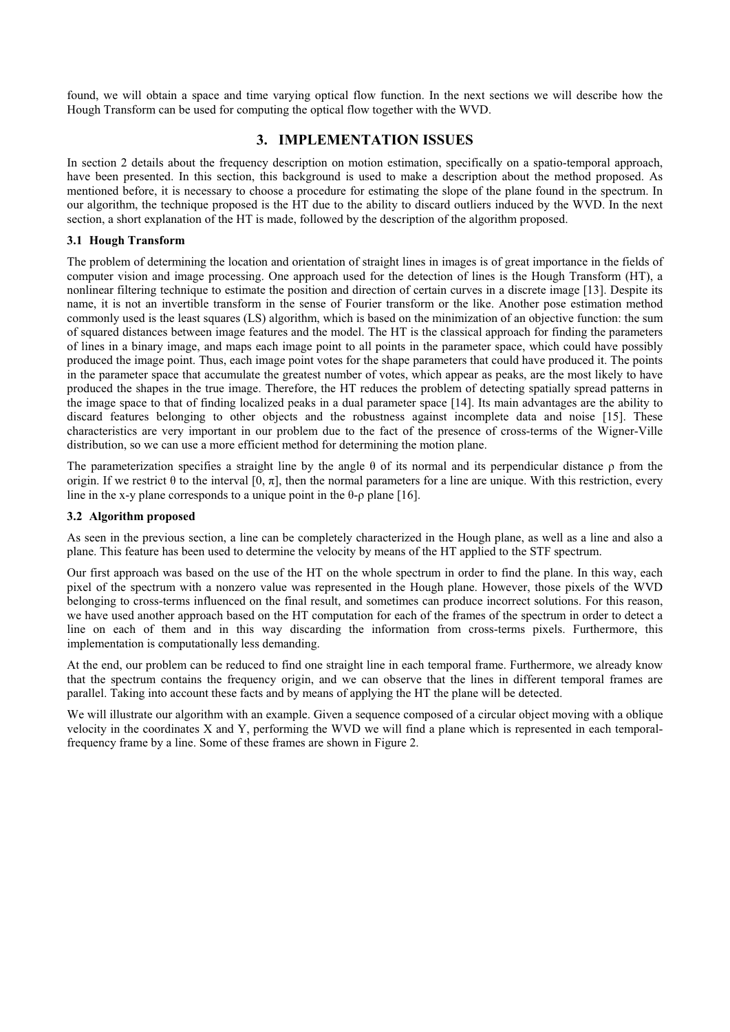found, we will obtain a space and time varying optical flow function. In the next sections we will describe how the Hough Transform can be used for computing the optical flow together with the WVD.

## 3. IMPLEMENTATION ISSUES

In section 2 details about the frequency description on motion estimation, specifically on a spatio-temporal approach, have been presented. In this section, this background is used to make a description about the method proposed. As mentioned before, it is necessary to choose a procedure for estimating the slope of the plane found in the spectrum. In our algorithm, the technique proposed is the HT due to the ability to discard outliers induced by the WVD. In the next section, a short explanation of the HT is made, followed by the description of the algorithm proposed.

### 3.1 Hough Transform

The problem of determining the location and orientation of straight lines in images is of great importance in the fields of computer vision and image processing. One approach used for the detection of lines is the Hough Transform (HT), a nonlinear filtering technique to estimate the position and direction of certain curves in a discrete image [13]. Despite its name, it is not an invertible transform in the sense of Fourier transform or the like. Another pose estimation method commonly used is the least squares (LS) algorithm, which is based on the minimization of an objective function: the sum of squared distances between image features and the model. The HT is the classical approach for finding the parameters of lines in a binary image, and maps each image point to all points in the parameter space, which could have possibly produced the image point. Thus, each image point votes for the shape parameters that could have produced it. The points in the parameter space that accumulate the greatest number of votes, which appear as peaks, are the most likely to have produced the shapes in the true image. Therefore, the HT reduces the problem of detecting spatially spread patterns in the image space to that of finding localized peaks in a dual parameter space [14]. Its main advantages are the ability to discard features belonging to other objects and the robustness against incomplete data and noise [15]. These characteristics are very important in our problem due to the fact of the presence of cross-terms of the Wigner-Ville distribution, so we can use a more efficient method for determining the motion plane.

The parameterization specifies a straight line by the angle $\theta$ of its normal and its perpendicular distance $\rho$ from the origin. If we restrict $\theta$ to the interval $[0, \pi]$, then the normal parameters for a line are unique. With this restriction, every line in the x-y plane corresponds to a unique point in the $\theta$-$\rho$ plane [16].

### 3.2 Algorithm proposed

As seen in the previous section, a line can be completely characterized in the Hough plane, as well as a line and also a plane. This feature has been used to determine the velocity by means of the HT applied to the STF spectrum.

Our first approach was based on the use of the HT on the whole spectrum in order to find the plane. In this way, each pixel of the spectrum with a nonzero value was represented in the Hough plane. However, those pixels of the WVD belonging to cross-terms influenced on the final result, and sometimes can produce incorrect solutions. For this reason, we have used another approach based on the HT computation for each of the frames of the spectrum in order to detect a line on each of them and in this way discarding the information from cross-terms pixels. Furthermore, this implementation is computationally less demanding.

At the end, our problem can be reduced to find one straight line in each temporal frame. Furthermore, we already know that the spectrum contains the frequency origin, and we can observe that the lines in different temporal frames are parallel. Taking into account these facts and by means of applying the HT the plane will be detected.

We will illustrate our algorithm with an example. Given a sequence composed of a circular object moving with a oblique velocity in the coordinates X and Y, performing the WVD we will find a plane which is represented in each temporal-frequency frame by a line. Some of these frames are shown in Figure 2.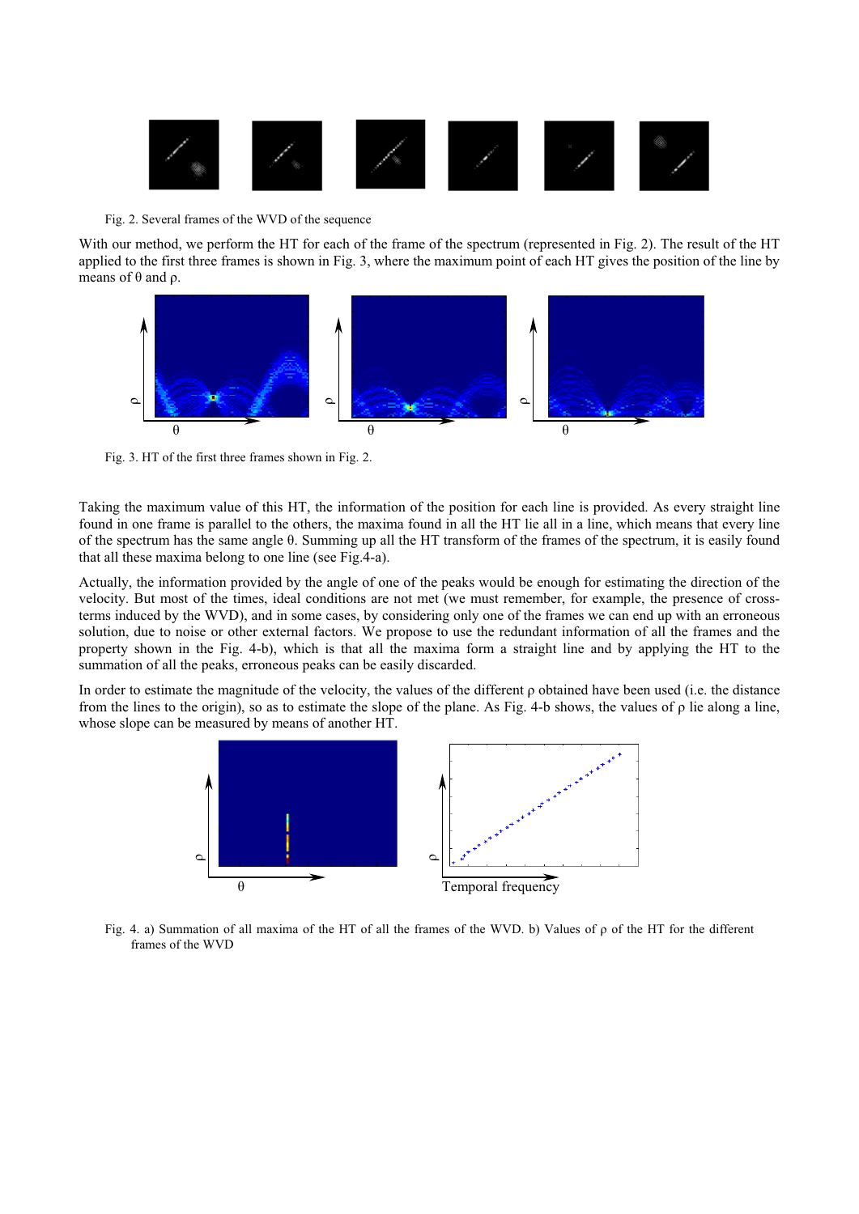Fig. 2. Several frames of the WVD of the sequence

With our method, we perform the HT for each of the frame of the spectrum (represented in Fig. 2). The result of the HT applied to the first three frames is shown in Fig. 3, where the maximum point of each HT gives the position of the line by means of θ and ρ.

Fig. 3. HT of the first three frames shown in Fig. 2.

Taking the maximum value of this HT, the information of the position for each line is provided. As every straight line found in one frame is parallel to the others, the maxima found in all the HT lie all in a line, which means that every line of the spectrum has the same angle θ. Summing up all the HT transform of the frames of the spectrum, it is easily found that all these maxima belong to one line (see Fig.4-a).

Actually, the information provided by the angle of one of the peaks would be enough for estimating the direction of the velocity. But most of the times, ideal conditions are not met (we must remember, for example, the presence of cross-terms induced by the WVD), and in some cases, by considering only one of the frames we can end up with an erroneous solution, due to noise or other external factors. We propose to use the redundant information of all the frames and the property shown in the Fig. 4-b), which is that all the maxima form a straight line and by applying the HT to the summation of all the peaks, erroneous peaks can be easily discarded.

In order to estimate the magnitude of the velocity, the values of the different ρ obtained have been used (i.e. the distance from the lines to the origin), so as to estimate the slope of the plane. As Fig. 4-b shows, the values of ρ lie along a line, whose slope can be measured by means of another HT.

Fig. 4. a) Summation of all maxima of the HT of all the frames of the WVD. b) Values of ρ of the HT for the different frames of the WVD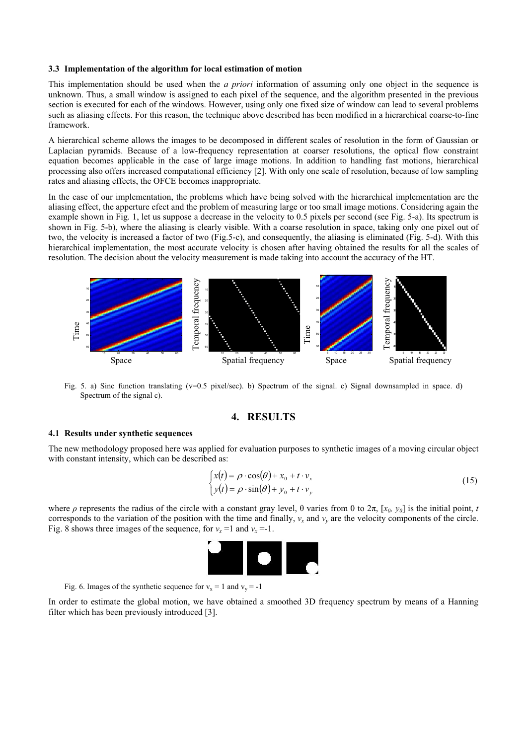### 3.3 Implementation of the algorithm for local estimation of motion

This implementation should be used when the *a priori* information of assuming only one object in the sequence is unknown. Thus, a small window is assigned to each pixel of the sequence, and the algorithm presented in the previous section is executed for each of the windows. However, using only one fixed size of window can lead to several problems such as aliasing effects. For this reason, the technique above described has been modified in a hierarchical coarse-to-fine framework.

A hierarchical scheme allows the images to be decomposed in different scales of resolution in the form of Gaussian or Laplacian pyramids. Because of a low-frequency representation at coarser resolutions, the optical flow constraint equation becomes applicable in the case of large image motions. In addition to handling fast motions, hierarchical processing also offers increased computational efficiency [2]. With only one scale of resolution, because of low sampling rates and aliasing effects, the OFCE becomes inappropriate.

In the case of our implementation, the problems which have being solved with the hierarchical implementation are the aliasing effect, the apperture efect and the problem of measuring large or too small image motions. Considering again the example shown in Fig. 1, let us suppose a decrease in the velocity to 0.5 pixels per second (see Fig. 5-a). Its spectrum is shown in Fig. 5-b), where the aliasing is clearly visible. With a coarse resolution in space, taking only one pixel out of two, the velocity is increased a factor of two (Fig.5-c), and consequently, the aliasing is eliminated (Fig. 5-d). With this hierarchical implementation, the most accurate velocity is chosen after having obtained the results for all the scales of resolution. The decision about the velocity measurement is made taking into account the accuracy of the HT.

Fig. 5. a) Sinc function translating (v=0.5 pixel/sec). b) Spectrum of the signal. c) Signal downsampled in space. d) Spectrum of the signal c).

# 4. RESULTS

### 4.1 Results under synthetic sequences

The new methodology proposed here was applied for evaluation purposes to synthetic images of a moving circular object with constant intensity, which can be described as:

$$\begin{cases} x(t) = \rho \cdot \cos(\theta) + x_0 + t \cdot v_x \\ y(t) = \rho \cdot \sin(\theta) + y_0 + t \cdot v_y \end{cases} \tag{15}$$

where $\rho$ represents the radius of the circle with a constant gray level, θ varies from 0 to 2π, $[x_0, y_0]$ is the initial point, $t$ corresponds to the variation of the position with the time and finally, $v_x$ and $v_y$ are the velocity components of the circle. Fig. 8 shows three images of the sequence, for $v_x$ =1 and $v_x$ =-1.

Fig. 6. Images of the synthetic sequence for $v_x = 1$ and $v_y = -1$

In order to estimate the global motion, we have obtained a smoothed 3D frequency spectrum by means of a Hanning filter which has been previously introduced [3].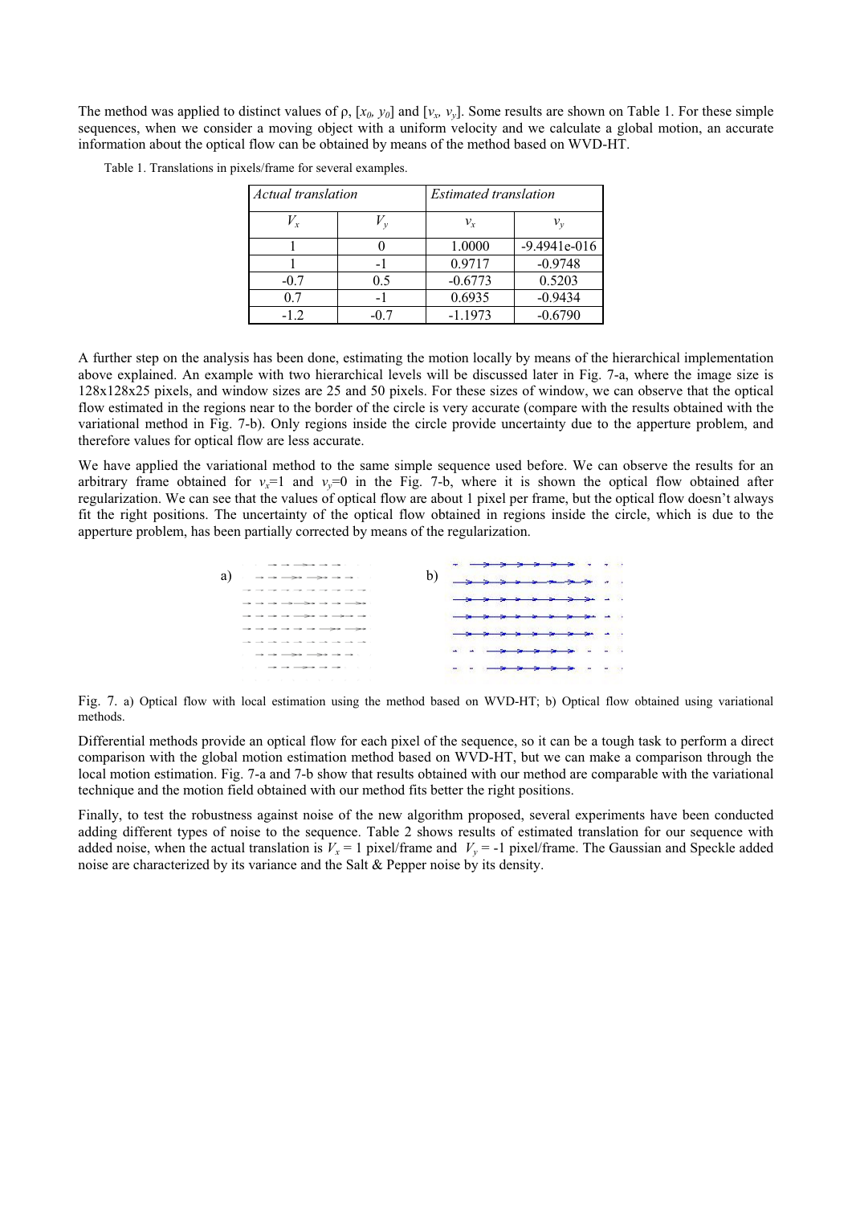The method was applied to distinct values of ρ, $[x_0, y_0]$ and $[v_x, v_y]$. Some results are shown on Table 1. For these simple sequences, when we consider a moving object with a uniform velocity and we calculate a global motion, an accurate information about the optical flow can be obtained by means of the method based on WVD-HT.

Table 1. Translations in pixels/frame for several examples.

| *Actual translation* | | *Estimated translation* | |
|---|---|---|---|
| $V_x$ | $V_y$ | $v_x$ | $v_y$ |
| 1 | 0 | 1.0000 | -9.4941e-016 |
| 1 | -1 | 0.9717 | -0.9748 |
| -0.7 | 0.5 | -0.6773 | 0.5203 |
| 0.7 | -1 | 0.6935 | -0.9434 |
| -1.2 | -0.7 | -1.1973 | -0.6790 |

A further step on the analysis has been done, estimating the motion locally by means of the hierarchical implementation above explained. An example with two hierarchical levels will be discussed later in Fig. 7-a, where the image size is 128x128x25 pixels, and window sizes are 25 and 50 pixels. For these sizes of window, we can observe that the optical flow estimated in the regions near to the border of the circle is very accurate (compare with the results obtained with the variational method in Fig. 7-b). Only regions inside the circle provide uncertainty due to the apperture problem, and therefore values for optical flow are less accurate.

We have applied the variational method to the same simple sequence used before. We can observe the results for an arbitrary frame obtained for $v_x$=1 and $v_y$=0 in the Fig. 7-b, where it is shown the optical flow obtained after regularization. We can see that the values of optical flow are about 1 pixel per frame, but the optical flow doesn't always fit the right positions. The uncertainty of the optical flow obtained in regions inside the circle, which is due to the apperture problem, has been partially corrected by means of the regularization.

Fig. 7. a) Optical flow with local estimation using the method based on WVD-HT; b) Optical flow obtained using variational methods.

Differential methods provide an optical flow for each pixel of the sequence, so it can be a tough task to perform a direct comparison with the global motion estimation method based on WVD-HT, but we can make a comparison through the local motion estimation. Fig. 7-a and 7-b show that results obtained with our method are comparable with the variational technique and the motion field obtained with our method fits better the right positions.

Finally, to test the robustness against noise of the new algorithm proposed, several experiments have been conducted adding different types of noise to the sequence. Table 2 shows results of estimated translation for our sequence with added noise, when the actual translation is $V_x = 1$ pixel/frame and $V_y = -1$ pixel/frame. The Gaussian and Speckle added noise are characterized by its variance and the Salt & Pepper noise by its density.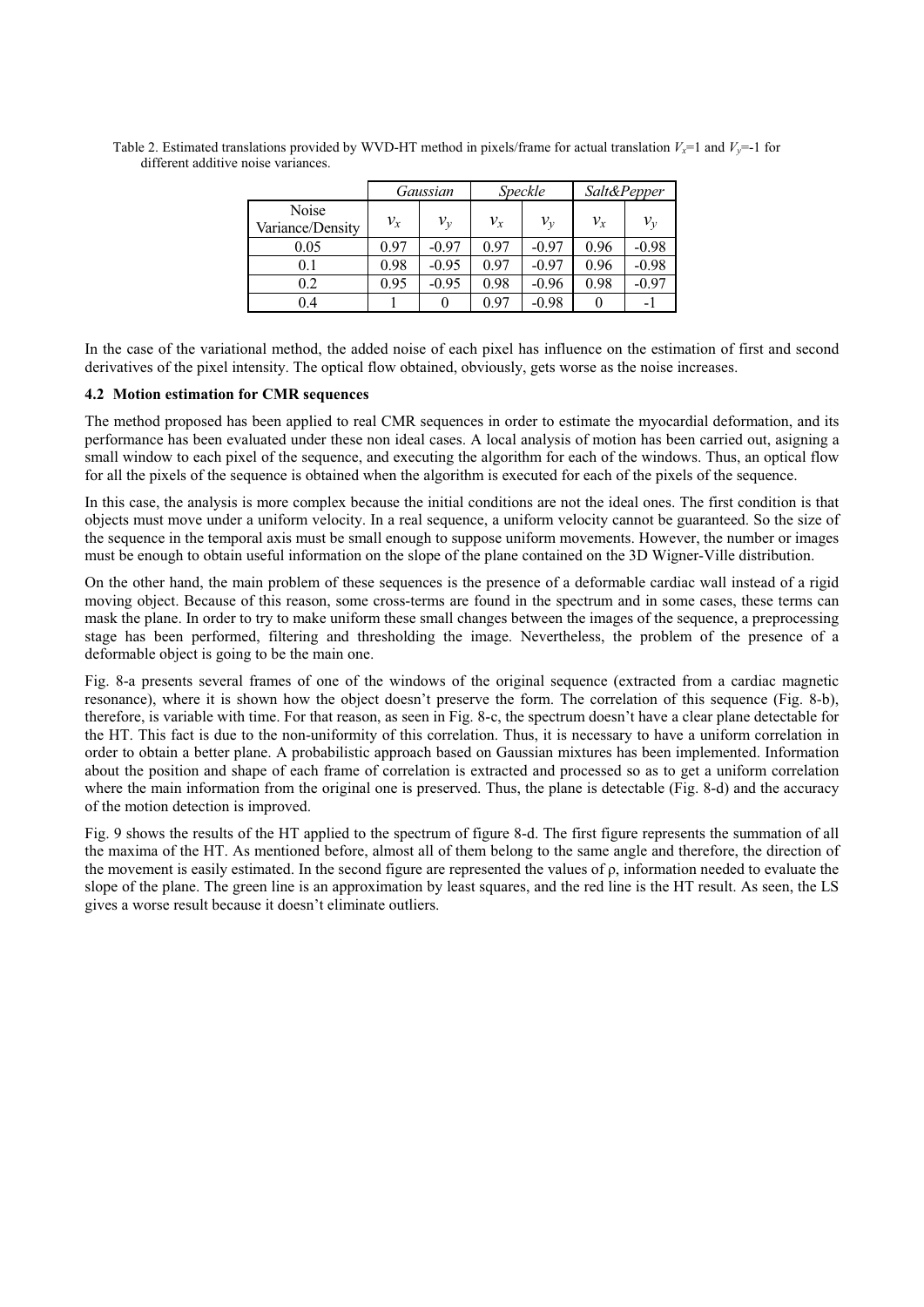Table 2. Estimated translations provided by WVD-HT method in pixels/frame for actual translation $V_x$=1 and $V_y$=-1 for different additive noise variances.

| | *Gaussian* | | *Speckle* | | *Salt&Pepper* | |
|---|---|---|---|---|---|---|
| Noise Variance/Density | $v_x$ | $v_y$ | $v_x$ | $v_y$ | $v_x$ | $v_y$ |
| 0.05 | 0.97 | -0.97 | 0.97 | -0.97 | 0.96 | -0.98 |
| 0.1 | 0.98 | -0.95 | 0.97 | -0.97 | 0.96 | -0.98 |
| 0.2 | 0.95 | -0.95 | 0.98 | -0.96 | 0.98 | -0.97 |
| 0.4 | 1 | 0 | 0.97 | -0.98 | 0 | -1 |

In the case of the variational method, the added noise of each pixel has influence on the estimation of first and second derivatives of the pixel intensity. The optical flow obtained, obviously, gets worse as the noise increases.

### 4.2 Motion estimation for CMR sequences

The method proposed has been applied to real CMR sequences in order to estimate the myocardial deformation, and its performance has been evaluated under these non ideal cases. A local analysis of motion has been carried out, asigning a small window to each pixel of the sequence, and executing the algorithm for each of the windows. Thus, an optical flow for all the pixels of the sequence is obtained when the algorithm is executed for each of the pixels of the sequence.

In this case, the analysis is more complex because the initial conditions are not the ideal ones. The first condition is that objects must move under a uniform velocity. In a real sequence, a uniform velocity cannot be guaranteed. So the size of the sequence in the temporal axis must be small enough to suppose uniform movements. However, the number or images must be enough to obtain useful information on the slope of the plane contained on the 3D Wigner-Ville distribution.

On the other hand, the main problem of these sequences is the presence of a deformable cardiac wall instead of a rigid moving object. Because of this reason, some cross-terms are found in the spectrum and in some cases, these terms can mask the plane. In order to try to make uniform these small changes between the images of the sequence, a preprocessing stage has been performed, filtering and thresholding the image. Nevertheless, the problem of the presence of a deformable object is going to be the main one.

Fig. 8-a presents several frames of one of the windows of the original sequence (extracted from a cardiac magnetic resonance), where it is shown how the object doesn't preserve the form. The correlation of this sequence (Fig. 8-b), therefore, is variable with time. For that reason, as seen in Fig. 8-c, the spectrum doesn't have a clear plane detectable for the HT. This fact is due to the non-uniformity of this correlation. Thus, it is necessary to have a uniform correlation in order to obtain a better plane. A probabilistic approach based on Gaussian mixtures has been implemented. Information about the position and shape of each frame of correlation is extracted and processed so as to get a uniform correlation where the main information from the original one is preserved. Thus, the plane is detectable (Fig. 8-d) and the accuracy of the motion detection is improved.

Fig. 9 shows the results of the HT applied to the spectrum of figure 8-d. The first figure represents the summation of all the maxima of the HT. As mentioned before, almost all of them belong to the same angle and therefore, the direction of the movement is easily estimated. In the second figure are represented the values of $\rho$, information needed to evaluate the slope of the plane. The green line is an approximation by least squares, and the red line is the HT result. As seen, the LS gives a worse result because it doesn't eliminate outliers.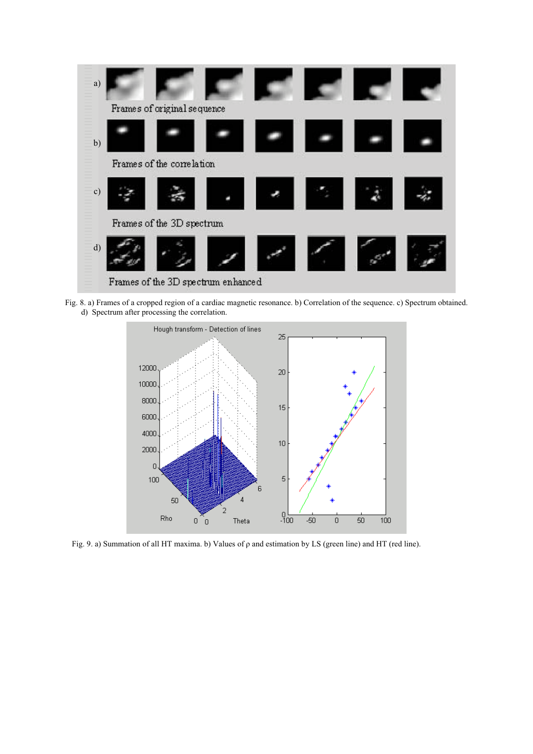Fig. 8. a) Frames of a cropped region of a cardiac magnetic resonance. b) Correlation of the sequence. c) Spectrum obtained. d) Spectrum after processing the correlation.

Fig. 9. a) Summation of all HT maxima. b) Values of ρ and estimation by LS (green line) and HT (red line).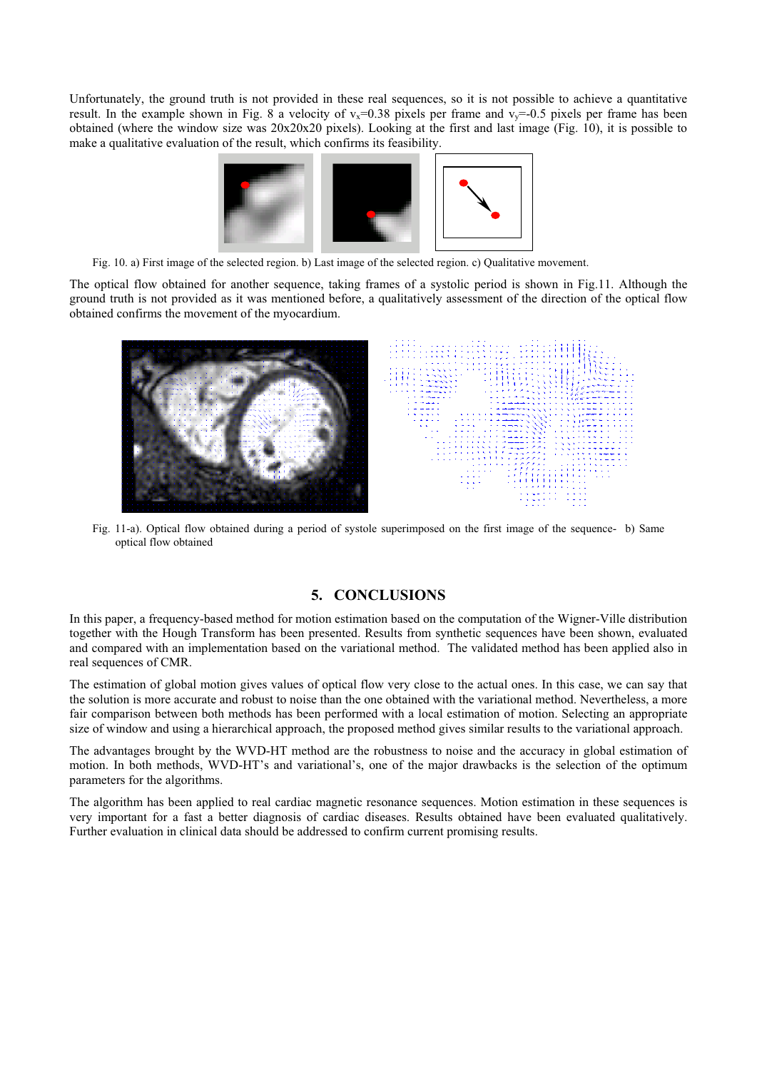Unfortunately, the ground truth is not provided in these real sequences, so it is not possible to achieve a quantitative result. In the example shown in Fig. 8 a velocity of $v_x$=0.38 pixels per frame and $v_y$=-0.5 pixels per frame has been obtained (where the window size was 20x20x20 pixels). Looking at the first and last image (Fig. 10), it is possible to make a qualitative evaluation of the result, which confirms its feasibility.

Fig. 10. a) First image of the selected region. b) Last image of the selected region. c) Qualitative movement.

The optical flow obtained for another sequence, taking frames of a systolic period is shown in Fig.11. Although the ground truth is not provided as it was mentioned before, a qualitatively assessment of the direction of the optical flow obtained confirms the movement of the myocardium.

Fig. 11-a). Optical flow obtained during a period of systole superimposed on the first image of the sequence- b) Same optical flow obtained

## 5. CONCLUSIONS

In this paper, a frequency-based method for motion estimation based on the computation of the Wigner-Ville distribution together with the Hough Transform has been presented. Results from synthetic sequences have been shown, evaluated and compared with an implementation based on the variational method. The validated method has been applied also in real sequences of CMR.

The estimation of global motion gives values of optical flow very close to the actual ones. In this case, we can say that the solution is more accurate and robust to noise than the one obtained with the variational method. Nevertheless, a more fair comparison between both methods has been performed with a local estimation of motion. Selecting an appropriate size of window and using a hierarchical approach, the proposed method gives similar results to the variational approach.

The advantages brought by the WVD-HT method are the robustness to noise and the accuracy in global estimation of motion. In both methods, WVD-HT's and variational's, one of the major drawbacks is the selection of the optimum parameters for the algorithms.

The algorithm has been applied to real cardiac magnetic resonance sequences. Motion estimation in these sequences is very important for a fast a better diagnosis of cardiac diseases. Results obtained have been evaluated qualitatively. Further evaluation in clinical data should be addressed to confirm current promising results.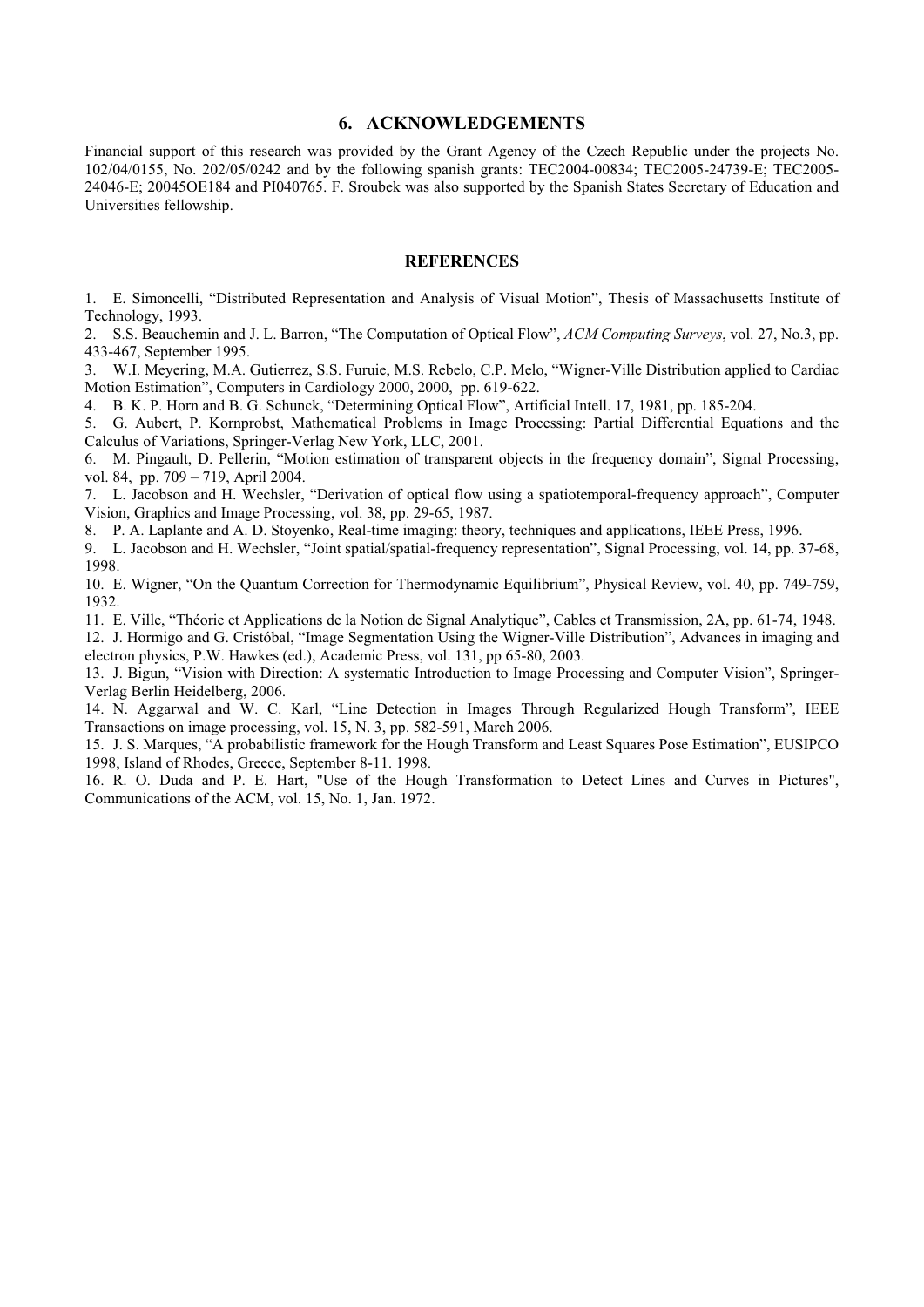## 6. ACKNOWLEDGEMENTS

Financial support of this research was provided by the Grant Agency of the Czech Republic under the projects No. 102/04/0155, No. 202/05/0242 and by the following spanish grants: TEC2004-00834; TEC2005-24739-E; TEC2005-24046-E; 20045OE184 and PI040765. F. Sroubek was also supported by the Spanish States Secretary of Education and Universities fellowship.

## REFERENCES

1. E. Simoncelli, "Distributed Representation and Analysis of Visual Motion", Thesis of Massachusetts Institute of Technology, 1993.
2. S.S. Beauchemin and J. L. Barron, "The Computation of Optical Flow", *ACM Computing Surveys*, vol. 27, No.3, pp. 433-467, September 1995.
3. W.I. Meyering, M.A. Gutierrez, S.S. Furuie, M.S. Rebelo, C.P. Melo, "Wigner-Ville Distribution applied to Cardiac Motion Estimation", Computers in Cardiology 2000, 2000, pp. 619-622.
4. B. K. P. Horn and B. G. Schunck, "Determining Optical Flow", Artificial Intell. 17, 1981, pp. 185-204.
5. G. Aubert, P. Kornprobst, Mathematical Problems in Image Processing: Partial Differential Equations and the Calculus of Variations, Springer-Verlag New York, LLC, 2001.
6. M. Pingault, D. Pellerin, "Motion estimation of transparent objects in the frequency domain", Signal Processing, vol. 84, pp. 709 – 719, April 2004.
7. L. Jacobson and H. Wechsler, "Derivation of optical flow using a spatiotemporal-frequency approach", Computer Vision, Graphics and Image Processing, vol. 38, pp. 29-65, 1987.
8. P. A. Laplante and A. D. Stoyenko, Real-time imaging: theory, techniques and applications, IEEE Press, 1996.
9. L. Jacobson and H. Wechsler, "Joint spatial/spatial-frequency representation", Signal Processing, vol. 14, pp. 37-68, 1998.
10. E. Wigner, "On the Quantum Correction for Thermodynamic Equilibrium", Physical Review, vol. 40, pp. 749-759, 1932.
11. E. Ville, "Théorie et Applications de la Notion de Signal Analytique", Cables et Transmission, 2A, pp. 61-74, 1948.
12. J. Hormigo and G. Cristóbal, "Image Segmentation Using the Wigner-Ville Distribution", Advances in imaging and electron physics, P.W. Hawkes (ed.), Academic Press, vol. 131, pp 65-80, 2003.
13. J. Bigun, "Vision with Direction: A systematic Introduction to Image Processing and Computer Vision", Springer-Verlag Berlin Heidelberg, 2006.
14. N. Aggarwal and W. C. Karl, "Line Detection in Images Through Regularized Hough Transform", IEEE Transactions on image processing, vol. 15, N. 3, pp. 582-591, March 2006.
15. J. S. Marques, "A probabilistic framework for the Hough Transform and Least Squares Pose Estimation", EUSIPCO 1998, Island of Rhodes, Greece, September 8-11. 1998.
16. R. O. Duda and P. E. Hart, "Use of the Hough Transformation to Detect Lines and Curves in Pictures", Communications of the ACM, vol. 15, No. 1, Jan. 1972.